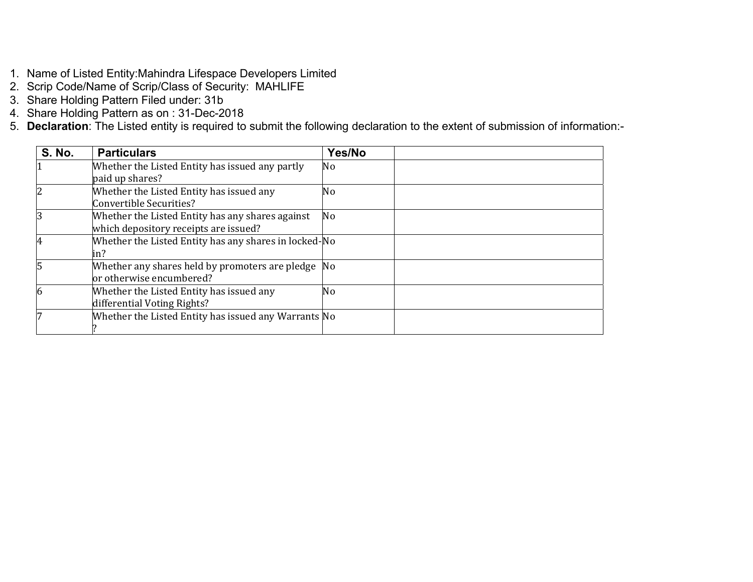1. Name of Listed Entity:Mahindra Lifespace Developers Limited
2. Scrip Code/Name of Scrip/Class of Security: MAHLIFE
3. Share Holding Pattern Filed under: 31b
4. Share Holding Pattern as on : 31-Dec-2018
5. **Declaration**: The Listed entity is required to submit the following declaration to the extent of submission of information:-

| S. No. | Particulars | Yes/No | |
|---|---|---|---|
| 1 | Whether the Listed Entity has issued any partly paid up shares? | No | |
| 2 | Whether the Listed Entity has issued any Convertible Securities? | No | |
| 3 | Whether the Listed Entity has any shares against which depository receipts are issued? | No | |
| 4 | Whether the Listed Entity has any shares in locked-in? | No | |
| 5 | Whether any shares held by promoters are pledge or otherwise encumbered? | No | |
| 6 | Whether the Listed Entity has issued any differential Voting Rights? | No | |
| 7 | Whether the Listed Entity has issued any Warrants ? | No | |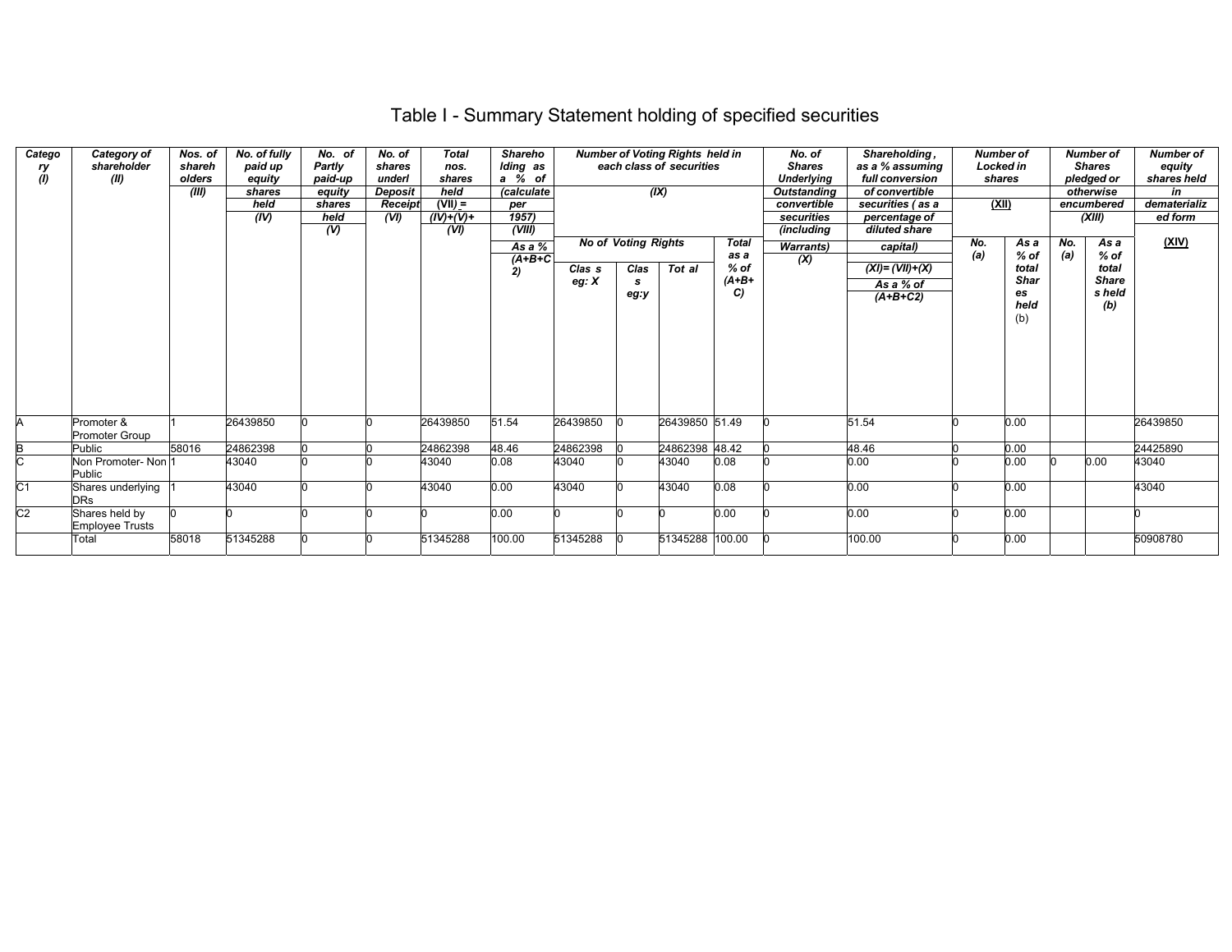# Table I - Summary Statement holding of specified securities

| Category (I) | Category of shareholder (II) | Nos. of shareholders (III) | No. of fully paid up equity shares held (IV) | No. of Partly paid-up equity shares held (V) | No. of shares underlying Depository Receipts (VI) | Total nos. shares held (VII) = (IV)+(V)+ (VI) | Shareholding as a % of total no. of shares (calculated as per SCRR, 1957) (VIII) As a % of (A+B+C2) | Number of Voting Rights held in each class of securities (IX) | | | | No. of Shares Underlying Outstanding convertible securities (including Warrants) (X) | Shareholding, as a % assuming full conversion of convertible securities ( as a percentage of diluted share capital) (XI)= (VII)+(X) As a % of (A+B+C2) | Number of Locked in shares (XII) | | Number of Shares pledged or otherwise encumbered (XIII) | | Number of equity shares held in dematerialized form (XIV) |
|---|---|---|---|---|---|---|---|---|---|---|---|---|---|---|---|---|---|---|
| | | | | | | | | No of Voting Rights | | | Total as a % of (A+B+C) | | | No. (a) | As a % of total Shares held (b) | No. (a) | As a % of total Shares held (b) | |
| | | | | | | | | Class eg: X | Class eg:y | Total | | | | | | | | |
| A | Promoter & Promoter Group | 1 | 26439850 | 0 | 0 | 26439850 | 51.54 | 26439850 | 0 | 26439850 | 51.49 | 0 | 51.54 | 0 | 0.00 | | | 26439850 |
| B | Public | 58016 | 24862398 | 0 | 0 | 24862398 | 48.46 | 24862398 | 0 | 24862398 | 48.42 | 0 | 48.46 | 0 | 0.00 | | | 24425890 |
| C | Non Promoter- Non Public | 1 | 43040 | 0 | 0 | 43040 | 0.08 | 43040 | 0 | 43040 | 0.08 | 0 | 0.00 | 0 | 0.00 | 0 | 0.00 | 43040 |
| C1 | Shares underlying DRs | 1 | 43040 | 0 | 0 | 43040 | 0.00 | 43040 | 0 | 43040 | 0.08 | 0 | 0.00 | 0 | 0.00 | | | 43040 |
| C2 | Shares held by Employee Trusts | 0 | 0 | 0 | 0 | 0 | 0.00 | 0 | 0 | 0 | 0.00 | 0 | 0.00 | 0 | 0.00 | | | 0 |
| | Total | 58018 | 51345288 | 0 | 0 | 51345288 | 100.00 | 51345288 | 0 | 51345288 | 100.00 | 0 | 100.00 | 0 | 0.00 | | | 50908780 |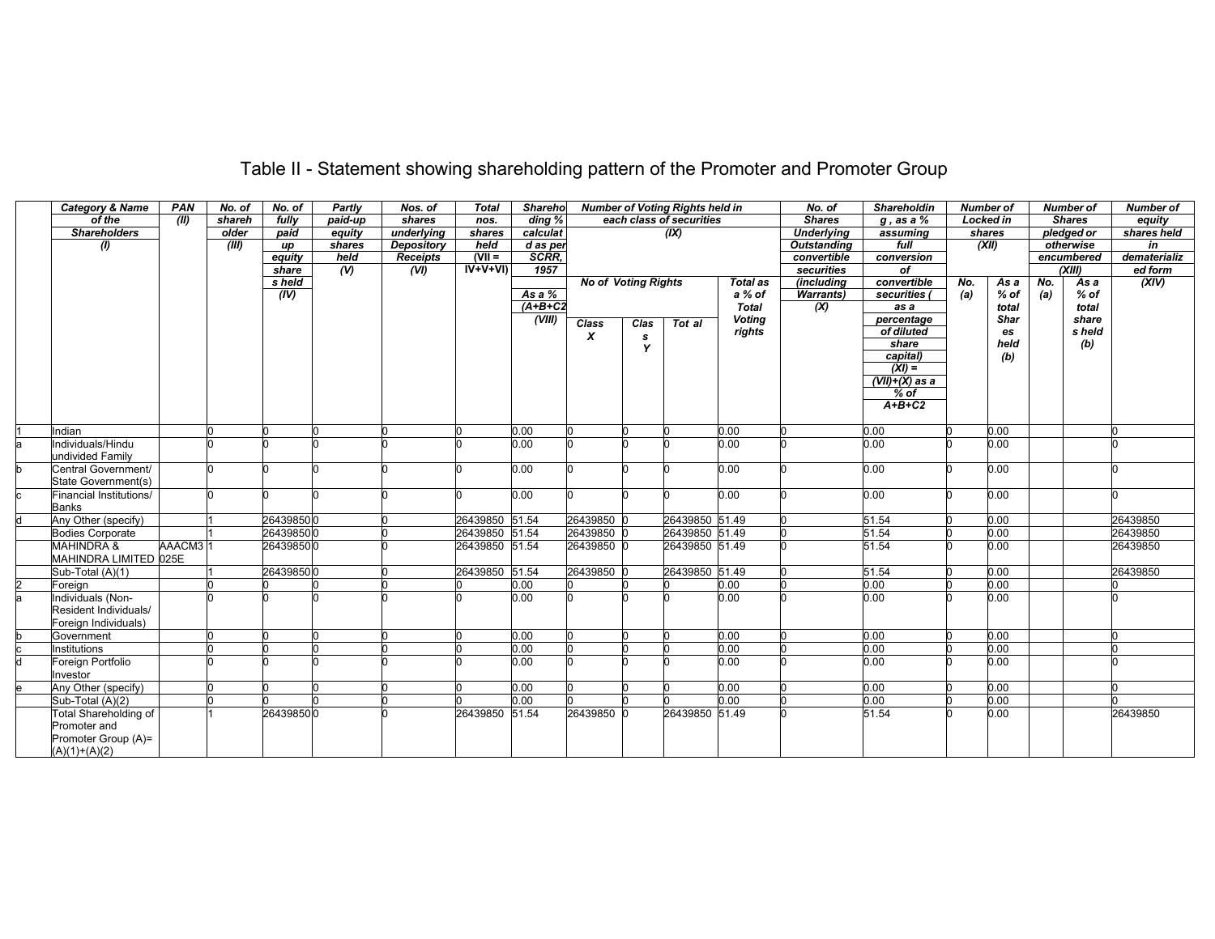# Table II - Statement showing shareholding pattern of the Promoter and Promoter Group

| | Category & Name of the Shareholders (I) | PAN (II) | No. of shareholder (III) | No. of fully paid up equity shares held (IV) | Partly paid-up equity shares held (V) | Nos. of shares underlying Depository Receipts (VI) | Total nos. shares held (VII = IV+V+VI) | Shareholding % calculated as per SCRR, 1957 As a % (A+B+C2) (VIII) | Number of Voting Rights held in each class of securities (IX) | | | | No. of Shares Underlying Outstanding convertible securities (including Warrants) (X) | Shareholding , as a % assuming full conversion of convertible securities ( as a percentage of diluted share capital) (XI) = (VII)+(X) as a % of A+B+C2 | Number of Locked in shares (XII) | | Number of Shares pledged or otherwise encumbered (XIII) | | Number of equity shares held in dematerialized form (XIV) |
|---|---|---|---|---|---|---|---|---|---|---|---|---|---|---|---|---|---|---|---|
| | | | | | | | | | No of Voting Rights | | | Total as a % of Total Voting rights | | | No. (a) | As a % of total Shares held (b) | No. (a) | As a % of total share s held (b) | |
| | | | | | | | | | Class X | Class Y | Tot al | | | | | | | | |
| 1 | Indian | | 0 | 0 | 0 | 0 | 0 | 0.00 | 0 | 0 | 0 | 0.00 | 0 | 0.00 | 0 | 0.00 | | | 0 |
| a | Individuals/Hindu undivided Family | | 0 | 0 | 0 | 0 | 0 | 0.00 | 0 | 0 | 0 | 0.00 | 0 | 0.00 | 0 | 0.00 | | | 0 |
| b | Central Government/ State Government(s) | | 0 | 0 | 0 | 0 | 0 | 0.00 | 0 | 0 | 0 | 0.00 | 0 | 0.00 | 0 | 0.00 | | | 0 |
| c | Financial Institutions/ Banks | | 0 | 0 | 0 | 0 | 0 | 0.00 | 0 | 0 | 0 | 0.00 | 0 | 0.00 | 0 | 0.00 | | | 0 |
| d | Any Other (specify) | | 1 | 26439850 | 0 | 0 | 26439850 | 51.54 | 26439850 | 0 | 26439850 | 51.49 | 0 | 51.54 | 0 | 0.00 | | | 26439850 |
| | Bodies Corporate | | 1 | 26439850 | 0 | 0 | 26439850 | 51.54 | 26439850 | 0 | 26439850 | 51.49 | 0 | 51.54 | 0 | 0.00 | | | 26439850 |
| | MAHINDRA & MAHINDRA LIMITED | AAACM3025E | 1 | 26439850 | 0 | 0 | 26439850 | 51.54 | 26439850 | 0 | 26439850 | 51.49 | 0 | 51.54 | 0 | 0.00 | | | 26439850 |
| | Sub-Total (A)(1) | | 1 | 26439850 | 0 | 0 | 26439850 | 51.54 | 26439850 | 0 | 26439850 | 51.49 | 0 | 51.54 | 0 | 0.00 | | | 26439850 |
| 2 | Foreign | | 0 | 0 | 0 | 0 | 0 | 0.00 | 0 | 0 | 0 | 0.00 | 0 | 0.00 | 0 | 0.00 | | | 0 |
| a | Individuals (Non-Resident Individuals/ Foreign Individuals) | | 0 | 0 | 0 | 0 | 0 | 0.00 | 0 | 0 | 0 | 0.00 | 0 | 0.00 | 0 | 0.00 | | | 0 |
| b | Government | | 0 | 0 | 0 | 0 | 0 | 0.00 | 0 | 0 | 0 | 0.00 | 0 | 0.00 | 0 | 0.00 | | | 0 |
| c | Institutions | | 0 | 0 | 0 | 0 | 0 | 0.00 | 0 | 0 | 0 | 0.00 | 0 | 0.00 | 0 | 0.00 | | | 0 |
| d | Foreign Portfolio Investor | | 0 | 0 | 0 | 0 | 0 | 0.00 | 0 | 0 | 0 | 0.00 | 0 | 0.00 | 0 | 0.00 | | | 0 |
| e | Any Other (specify) | | 0 | 0 | 0 | 0 | 0 | 0.00 | 0 | 0 | 0 | 0.00 | 0 | 0.00 | 0 | 0.00 | | | 0 |
| | Sub-Total (A)(2) | | 0 | 0 | 0 | 0 | 0 | 0.00 | 0 | 0 | 0 | 0.00 | 0 | 0.00 | 0 | 0.00 | | | 0 |
| | Total Shareholding of Promoter and Promoter Group (A)= (A)(1)+(A)(2) | | 1 | 26439850 | 0 | 0 | 26439850 | 51.54 | 26439850 | 0 | 26439850 | 51.49 | 0 | 51.54 | 0 | 0.00 | | | 26439850 |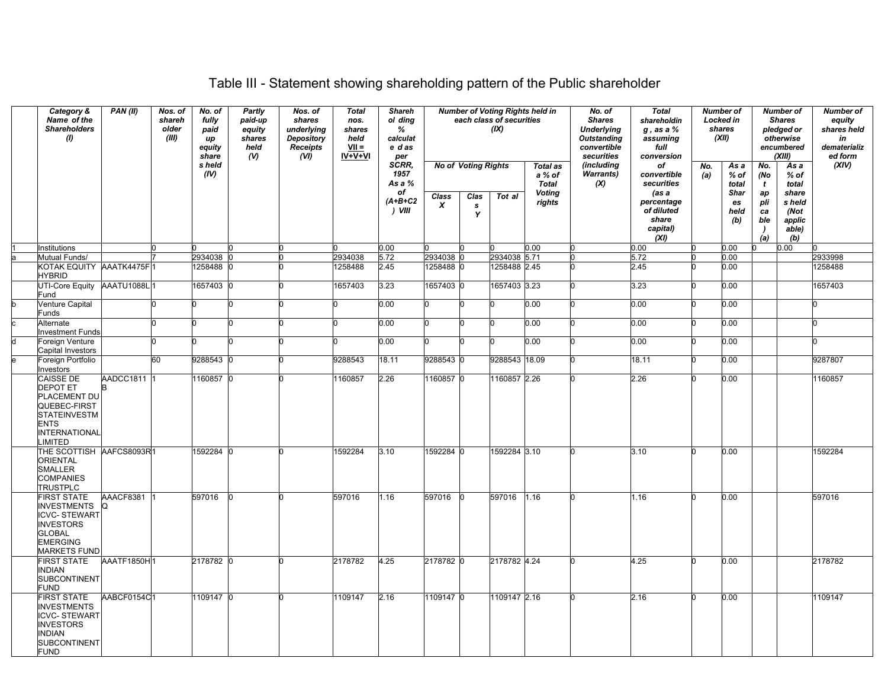# Table III - Statement showing shareholding pattern of the Public shareholder

| | Category & Name of the Shareholders (I) | PAN (II) | Nos. of shareholder (III) | No. of fully paid up equity shares held (IV) | Partly paid-up equity shares held (V) | Nos. of shares underlying Depository Receipts (VI) | Total nos. shares held VII = IV+V+VI | Shareholding % calculated as per SCRR, 1957 As a % of (A+B+C2) VIII | Number of Voting Rights held in each class of securities (IX) | | | | No. of Shares Underlying Outstanding convertible securities (including Warrants) (X) | Total shareholding , as a % assuming full conversion of convertible securities (as a percentage of diluted share capital) (XI) | Number of Locked in shares (XII) | | Number of Shares pledged or otherwise encumbered (XIII) | | Number of equity shares held in dematerialized form (XIV) |
|---|---|---|---|---|---|---|---|---|---|---|---|---|---|---|---|---|---|---|---|
| | | | | | | | | | No of Voting Rights | | | Total as a % of Total Voting rights | | | No. (a) | As a % of total Shares held (b) | No. (Not applicable) (a) | As a % of total shares held (Not applicable) (b) | |
| | | | | | | | | | Class X | Class Y | Total | | | | | | | | |
| 1 | Institutions | | 0 | 0 | 0 | 0 | 0 | 0.00 | 0 | 0 | 0 | 0.00 | 0 | 0.00 | 0 | 0.00 | 0 | 0.00 | 0 |
| a | Mutual Funds/ | | 7 | 2934038 | 0 | 0 | 2934038 | 5.72 | 2934038 | 0 | 2934038 | 5.71 | 0 | 5.72 | 0 | 0.00 | | | 2933998 |
| | KOTAK EQUITY HYBRID | AAATK4475F | 1 | 1258488 | 0 | 0 | 1258488 | 2.45 | 1258488 | 0 | 1258488 | 2.45 | 0 | 2.45 | 0 | 0.00 | | | 1258488 |
| | UTI-Core Equity Fund | AAATU1088L | 1 | 1657403 | 0 | 0 | 1657403 | 3.23 | 1657403 | 0 | 1657403 | 3.23 | 0 | 3.23 | 0 | 0.00 | | | 1657403 |
| b | Venture Capital Funds | | 0 | 0 | 0 | 0 | 0 | 0.00 | 0 | 0 | 0 | 0.00 | 0 | 0.00 | 0 | 0.00 | | | 0 |
| c | Alternate Investment Funds | | 0 | 0 | 0 | 0 | 0 | 0.00 | 0 | 0 | 0 | 0.00 | 0 | 0.00 | 0 | 0.00 | | | 0 |
| d | Foreign Venture Capital Investors | | 0 | 0 | 0 | 0 | 0 | 0.00 | 0 | 0 | 0 | 0.00 | 0 | 0.00 | 0 | 0.00 | | | 0 |
| e | Foreign Portfolio Investors | | 60 | 9288543 | 0 | 0 | 9288543 | 18.11 | 9288543 | 0 | 9288543 | 18.09 | 0 | 18.11 | 0 | 0.00 | | | 9287807 |
| | CAISSE DE DEPOT ET PLACEMENT DU QUEBEC-FIRST STATEINVESTMENTS INTERNATIONAL LIMITED | AADCC1811B | 1 | 1160857 | 0 | 0 | 1160857 | 2.26 | 1160857 | 0 | 1160857 | 2.26 | 0 | 2.26 | 0 | 0.00 | | | 1160857 |
| | THE SCOTTISH ORIENTAL SMALLER COMPANIES TRUSTPLC | AAFCS8093R | 1 | 1592284 | 0 | 0 | 1592284 | 3.10 | 1592284 | 0 | 1592284 | 3.10 | 0 | 3.10 | 0 | 0.00 | | | 1592284 |
| | FIRST STATE INVESTMENTS ICVC- STEWART INVESTORS GLOBAL EMERGING MARKETS FUND | AAACF8381Q | 1 | 597016 | 0 | 0 | 597016 | 1.16 | 597016 | 0 | 597016 | 1.16 | 0 | 1.16 | 0 | 0.00 | | | 597016 |
| | FIRST STATE INDIAN SUBCONTINENT FUND | AAATF1850H | 1 | 2178782 | 0 | 0 | 2178782 | 4.25 | 2178782 | 0 | 2178782 | 4.24 | 0 | 4.25 | 0 | 0.00 | | | 2178782 |
| | FIRST STATE INVESTMENTS ICVC- STEWART INVESTORS INDIAN SUBCONTINENT FUND | AABCF0154C | 1 | 1109147 | 0 | 0 | 1109147 | 2.16 | 1109147 | 0 | 1109147 | 2.16 | 0 | 2.16 | 0 | 0.00 | | | 1109147 |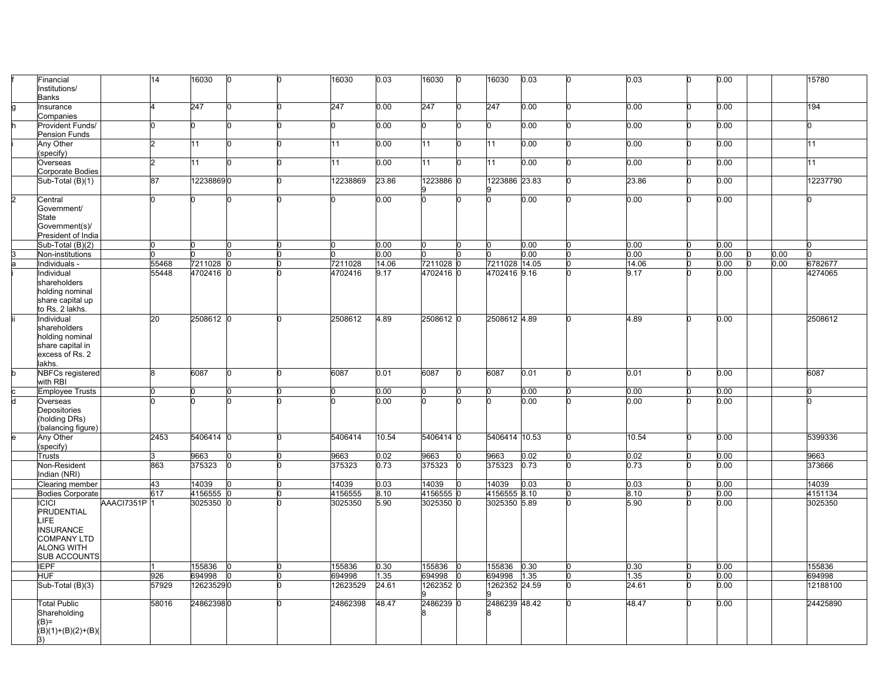| | | | | | | | | | | | | | | | | | | | |
|---|---|---|---|---|---|---|---|---|---|---|---|---|---|---|---|---|---|---|---|
| f | Financial Institutions/ Banks | | 14 | 16030 | 0 | 0 | 16030 | 0.03 | 16030 | 0 | 16030 | 0.03 | 0 | 0.03 | 0 | 0.00 | | | 15780 |
| g | Insurance Companies | | 4 | 247 | 0 | 0 | 247 | 0.00 | 247 | 0 | 247 | 0.00 | 0 | 0.00 | 0 | 0.00 | | | 194 |
| h | Provident Funds/ Pension Funds | | 0 | 0 | 0 | 0 | 0 | 0.00 | 0 | 0 | 0 | 0.00 | 0 | 0.00 | 0 | 0.00 | | | 0 |
| i | Any Other (specify) | | 2 | 11 | 0 | 0 | 11 | 0.00 | 11 | 0 | 11 | 0.00 | 0 | 0.00 | 0 | 0.00 | | | 11 |
| | Overseas Corporate Bodies | | 2 | 11 | 0 | 0 | 11 | 0.00 | 11 | 0 | 11 | 0.00 | 0 | 0.00 | 0 | 0.00 | | | 11 |
| | Sub-Total (B)(1) | | 87 | 12238869 | 0 | 0 | 12238869 | 23.86 | 12238869 | 0 | 12238869 | 23.83 | 0 | 23.86 | 0 | 0.00 | | | 12237790 |
| 2 | Central Government/ State Government(s)/ President of India | | 0 | 0 | 0 | 0 | 0 | 0.00 | 0 | 0 | 0 | 0.00 | 0 | 0.00 | 0 | 0.00 | | | 0 |
| | Sub-Total (B)(2) | | 0 | 0 | 0 | 0 | 0 | 0.00 | 0 | 0 | 0 | 0.00 | 0 | 0.00 | 0 | 0.00 | | | 0 |
| 3 | Non-institutions | | 0 | 0 | 0 | 0 | 0 | 0.00 | 0 | 0 | 0 | 0.00 | 0 | 0.00 | 0 | 0.00 | 0 | 0.00 | 0 |
| a | Individuals - | | 55468 | 7211028 | 0 | 0 | 7211028 | 14.06 | 7211028 | 0 | 7211028 | 14.05 | 0 | 14.06 | 0 | 0.00 | 0 | 0.00 | 6782677 |
| i | Individual shareholders holding nominal share capital up to Rs. 2 lakhs. | | 55448 | 4702416 | 0 | 0 | 4702416 | 9.17 | 4702416 | 0 | 4702416 | 9.16 | 0 | 9.17 | 0 | 0.00 | | | 4274065 |
| ii | Individual shareholders holding nominal share capital in excess of Rs. 2 lakhs. | | 20 | 2508612 | 0 | 0 | 2508612 | 4.89 | 2508612 | 0 | 2508612 | 4.89 | 0 | 4.89 | 0 | 0.00 | | | 2508612 |
| b | NBFCs registered with RBI | | 8 | 6087 | 0 | 0 | 6087 | 0.01 | 6087 | 0 | 6087 | 0.01 | 0 | 0.01 | 0 | 0.00 | | | 6087 |
| c | Employee Trusts | | 0 | 0 | 0 | 0 | 0 | 0.00 | 0 | 0 | 0 | 0.00 | 0 | 0.00 | 0 | 0.00 | | | 0 |
| d | Overseas Depositories (holding DRs) (balancing figure) | | 0 | 0 | 0 | 0 | 0 | 0.00 | 0 | 0 | 0 | 0.00 | 0 | 0.00 | 0 | 0.00 | | | 0 |
| e | Any Other (specify) | | 2453 | 5406414 | 0 | 0 | 5406414 | 10.54 | 5406414 | 0 | 5406414 | 10.53 | 0 | 10.54 | 0 | 0.00 | | | 5399336 |
| | Trusts | | 3 | 9663 | 0 | 0 | 9663 | 0.02 | 9663 | 0 | 9663 | 0.02 | 0 | 0.02 | 0 | 0.00 | | | 9663 |
| | Non-Resident Indian (NRI) | | 863 | 375323 | 0 | 0 | 375323 | 0.73 | 375323 | 0 | 375323 | 0.73 | 0 | 0.73 | 0 | 0.00 | | | 373666 |
| | Clearing member | | 43 | 14039 | 0 | 0 | 14039 | 0.03 | 14039 | 0 | 14039 | 0.03 | 0 | 0.03 | 0 | 0.00 | | | 14039 |
| | Bodies Corporate | | 617 | 4156555 | 0 | 0 | 4156555 | 8.10 | 4156555 | 0 | 4156555 | 8.10 | 0 | 8.10 | 0 | 0.00 | | | 4151134 |
| | ICICI PRUDENTIAL LIFE INSURANCE COMPANY LTD ALONG WITH SUB ACCOUNTS | AAACI7351P | 1 | 3025350 | 0 | 0 | 3025350 | 5.90 | 3025350 | 0 | 3025350 | 5.89 | 0 | 5.90 | 0 | 0.00 | | | 3025350 |
| | IEPF | | 1 | 155836 | 0 | 0 | 155836 | 0.30 | 155836 | 0 | 155836 | 0.30 | 0 | 0.30 | 0 | 0.00 | | | 155836 |
| | HUF | | 926 | 694998 | 0 | 0 | 694998 | 1.35 | 694998 | 0 | 694998 | 1.35 | 0 | 1.35 | 0 | 0.00 | | | 694998 |
| | Sub-Total (B)(3) | | 57929 | 12623529 | 0 | 0 | 12623529 | 24.61 | 12623529 | 0 | 12623529 | 24.59 | 0 | 24.61 | 0 | 0.00 | | | 12188100 |
| | Total Public Shareholding (B)= (B)(1)+(B)(2)+(B)(3) | | 58016 | 24862398 | 0 | 0 | 24862398 | 48.47 | 24862398 | 0 | 24862398 | 48.42 | 0 | 48.47 | 0 | 0.00 | | | 24425890 |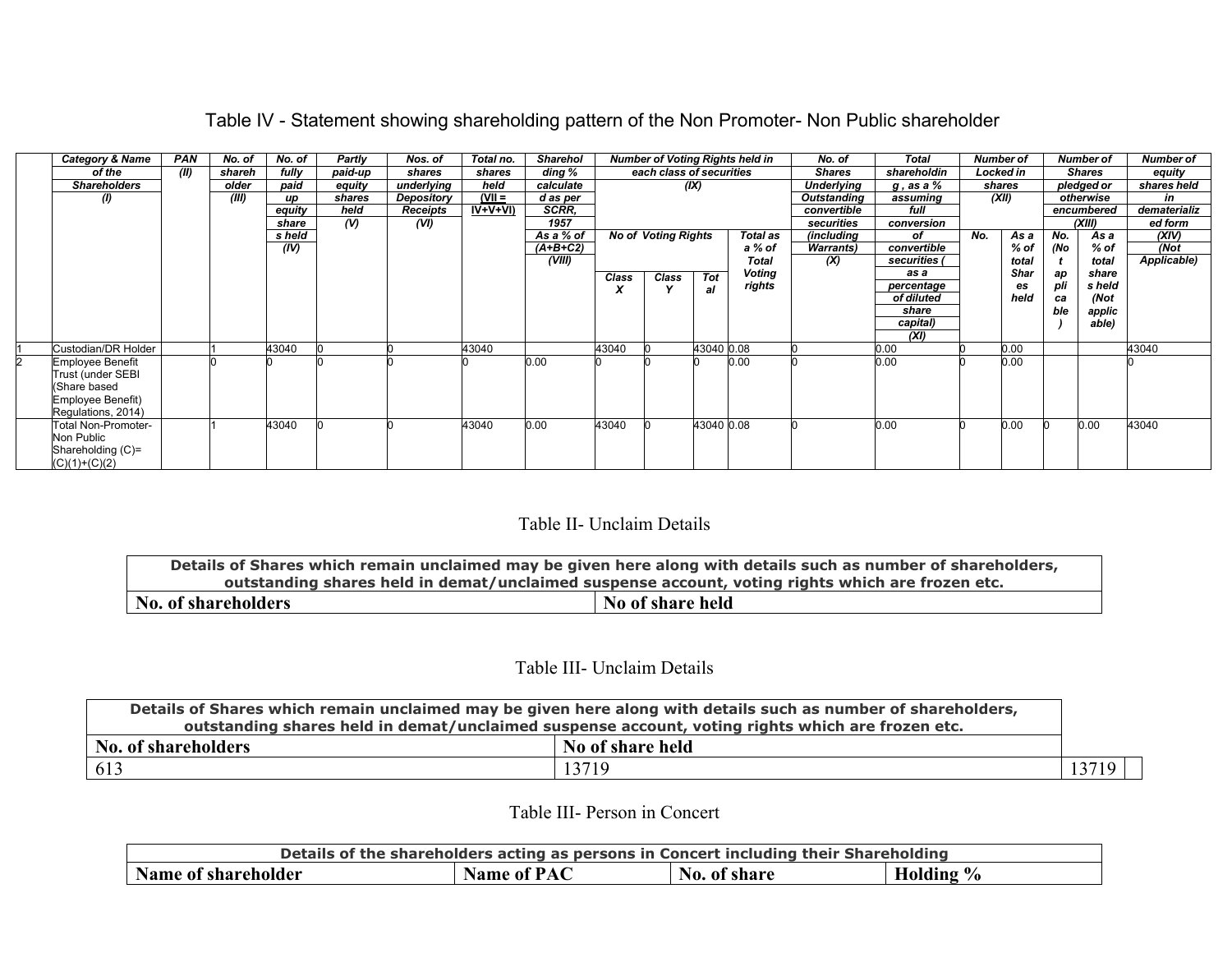## Table IV - Statement showing shareholding pattern of the Non Promoter- Non Public shareholder

| | Category & Name of the Shareholders (I) | PAN (II) | No. of shareholder (III) | No. of fully paid up equity shares held (IV) | Partly paid-up equity shares held (V) | Nos. of shares underlying Depository Receipts (VI) | Total no. shares held (VII = IV+V+VI) | Shareholding % calculated as per SCRR, 1957 As a % of (A+B+C2) (VIII) | Number of Voting Rights held in each class of securities (IX) | | | | No. of Shares Underlying Outstanding convertible securities (including Warrants) (X) | Total shareholding , as a % assuming full conversion of convertible securities ( as a percentage of diluted share capital) (XI) | Number of Locked in shares (XII) | | Number of Shares pledged or otherwise encumbered (XIII) | | Number of equity shares held in dematerialized form (XIV) (Not Applicable) |
|---|---|---|---|---|---|---|---|---|---|---|---|---|---|---|---|---|---|---|---|
| | | | | | | | | | No of Voting Rights | | | Total as a % of Total Voting rights | | | No. | As a % of total Shares held | No. (Not applicable) | As a % of total shares held (Not applicable) | |
| | | | | | | | | | Class X | Class Y | Total | | | | | | | | |
| 1 | Custodian/DR Holder | | 1 | 43040 | 0 | 0 | 43040 | | 43040 | 0 | 43040 | 0.08 | 0 | 0.00 | 0 | 0.00 | | | 43040 |
| 2 | Employee Benefit Trust (under SEBI (Share based Employee Benefit) Regulations, 2014) | | 0 | 0 | 0 | 0 | 0 | 0.00 | 0 | 0 | 0 | 0.00 | 0 | 0.00 | 0 | 0.00 | | | 0 |
| | Total Non-Promoter-Non Public Shareholding (C)= (C)(1)+(C)(2) | | 1 | 43040 | 0 | 0 | 43040 | 0.00 | 43040 | 0 | 43040 | 0.08 | 0 | 0.00 | 0 | 0.00 | 0 | 0.00 | 43040 |

## Table II- Unclaim Details

| Details of Shares which remain unclaimed may be given here along with details such as number of shareholders, outstanding shares held in demat/unclaimed suspense account, voting rights which are frozen etc. | |
|---|---|
| **No. of shareholders** | **No of share held** |

## Table III- Unclaim Details

| Details of Shares which remain unclaimed may be given here along with details such as number of shareholders, outstanding shares held in demat/unclaimed suspense account, voting rights which are frozen etc. | | | |
|---|---|---|---|
| **No. of shareholders** | **No of share held** | | |
| 613 | 13719 | 13719 | |

## Table III- Person in Concert

| Details of the shareholders acting as persons in Concert including their Shareholding | | | |
|---|---|---|---|
| **Name of shareholder** | **Name of PAC** | **No. of share** | **Holding %** |